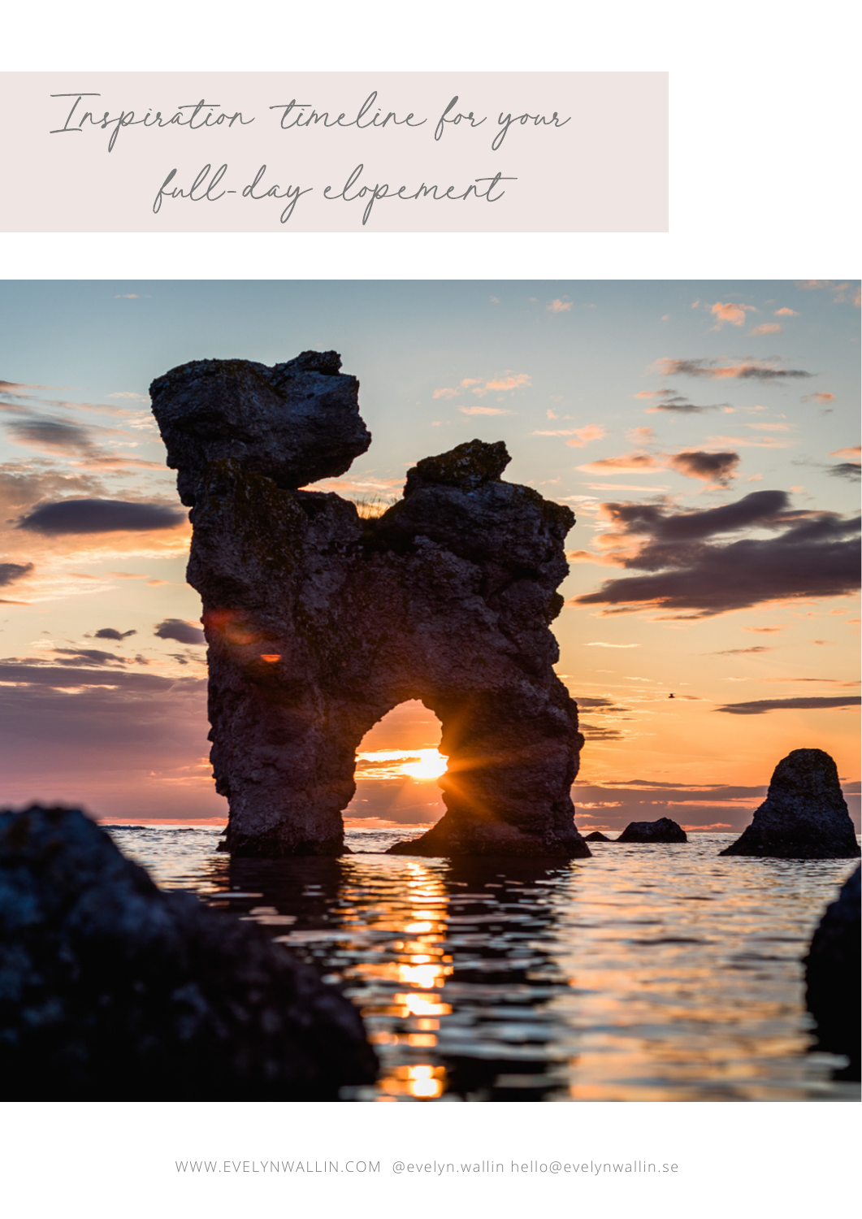# Inspiration timeline for your full-day elopement

WWW.EVELYNWALLIN.COM @evelyn.wallin hello@evelynwallin.se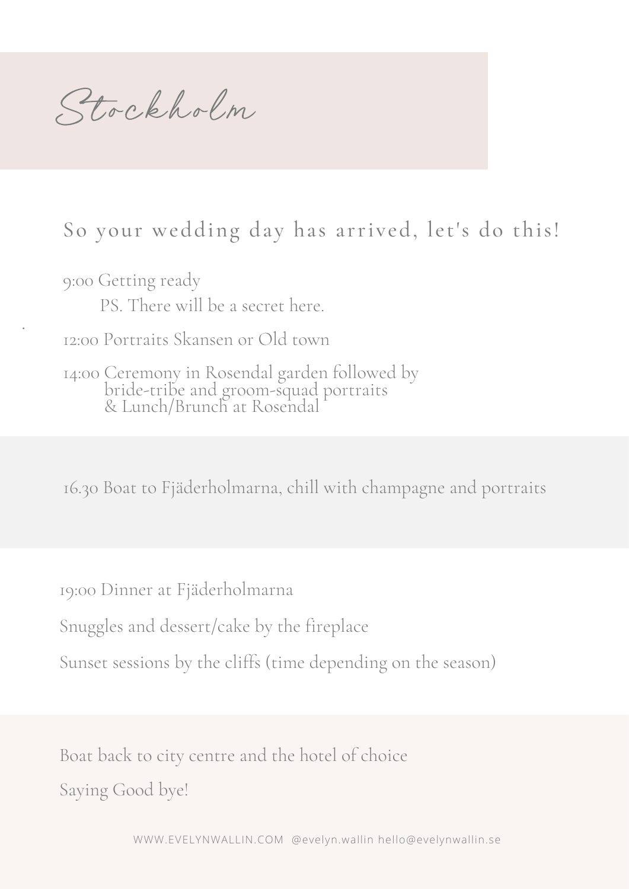# Stockholm

## So your wedding day has arrived, let's do this!

9:00 Getting ready

PS. There will be a secret here.

12:00 Portraits Skansen or Old town

14:00 Ceremony in Rosendal garden followed by bride-tribe and groom-squad portraits & Lunch/Brunch at Rosendal

16.30 Boat to Fjäderholmarna, chill with champagne and portraits

19:00 Dinner at Fjäderholmarna

Snuggles and dessert/cake by the fireplace

Sunset sessions by the cliffs (time depending on the season)

Boat back to city centre and the hotel of choice

Saying Good bye!

WWW.EVELYNWALLIN.COM @evelyn.wallin hello@evelynwallin.se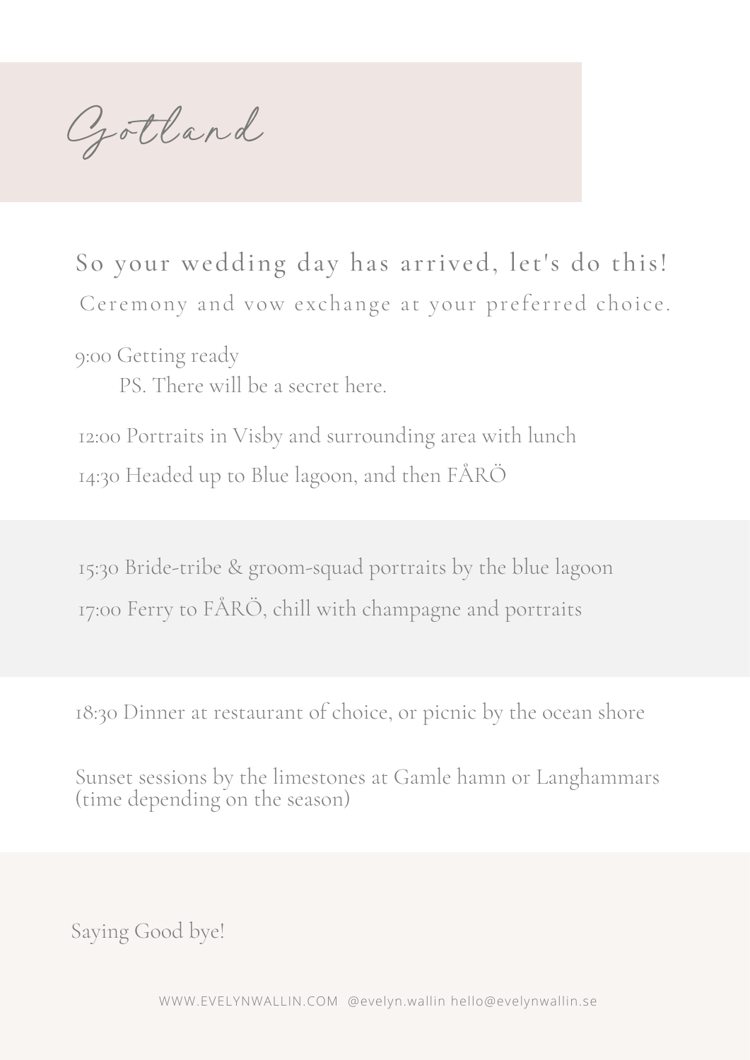# Gotland

## So your wedding day has arrived, let's do this!

Ceremony and vow exchange at your preferred choice.

9:00 Getting ready

PS. There will be a secret here.

12:00 Portraits in Visby and surrounding area with lunch

14:30 Headed up to Blue lagoon, and then FÅRÖ

15:30 Bride-tribe & groom-squad portraits by the blue lagoon

17:00 Ferry to FÅRÖ, chill with champagne and portraits

18:30 Dinner at restaurant of choice, or picnic by the ocean shore

Sunset sessions by the limestones at Gamle hamn or Langhammars (time depending on the season)

Saying Good bye!

WWW.EVELYNWALLIN.COM @evelyn.wallin hello@evelynwallin.se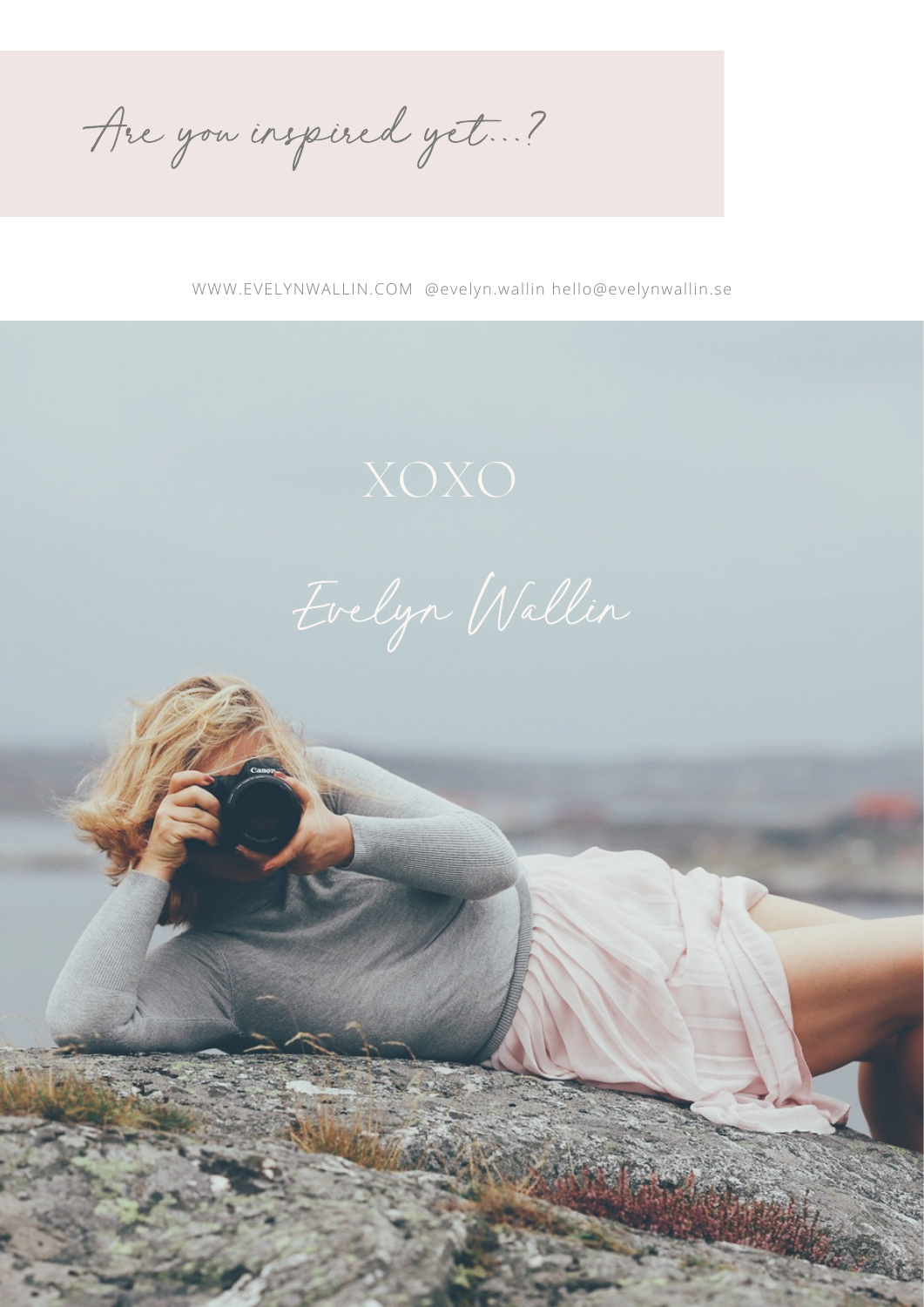*Are you inspired yet...?*

WWW.EVELYNWALLIN.COM @evelyn.wallin hello@evelynwallin.se

XOXO

*Evelyn Wallin*